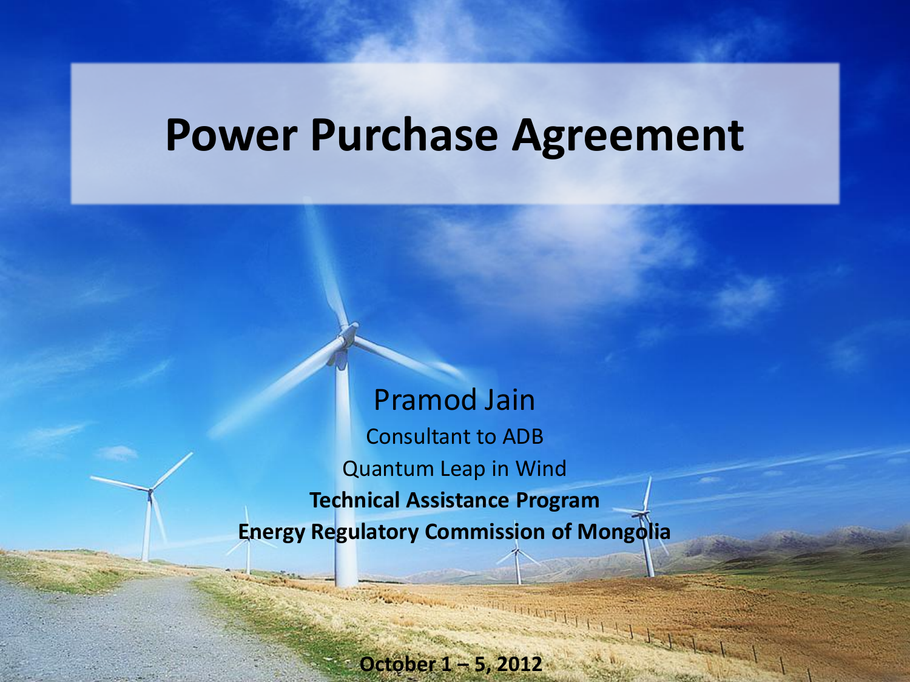# Power Purchase Agreement

Pramod Jain

Consultant to ADB

Quantum Leap in Wind

**Technical Assistance Program**

**Energy Regulatory Commission of Mongolia**

**October 1 – 5, 2012**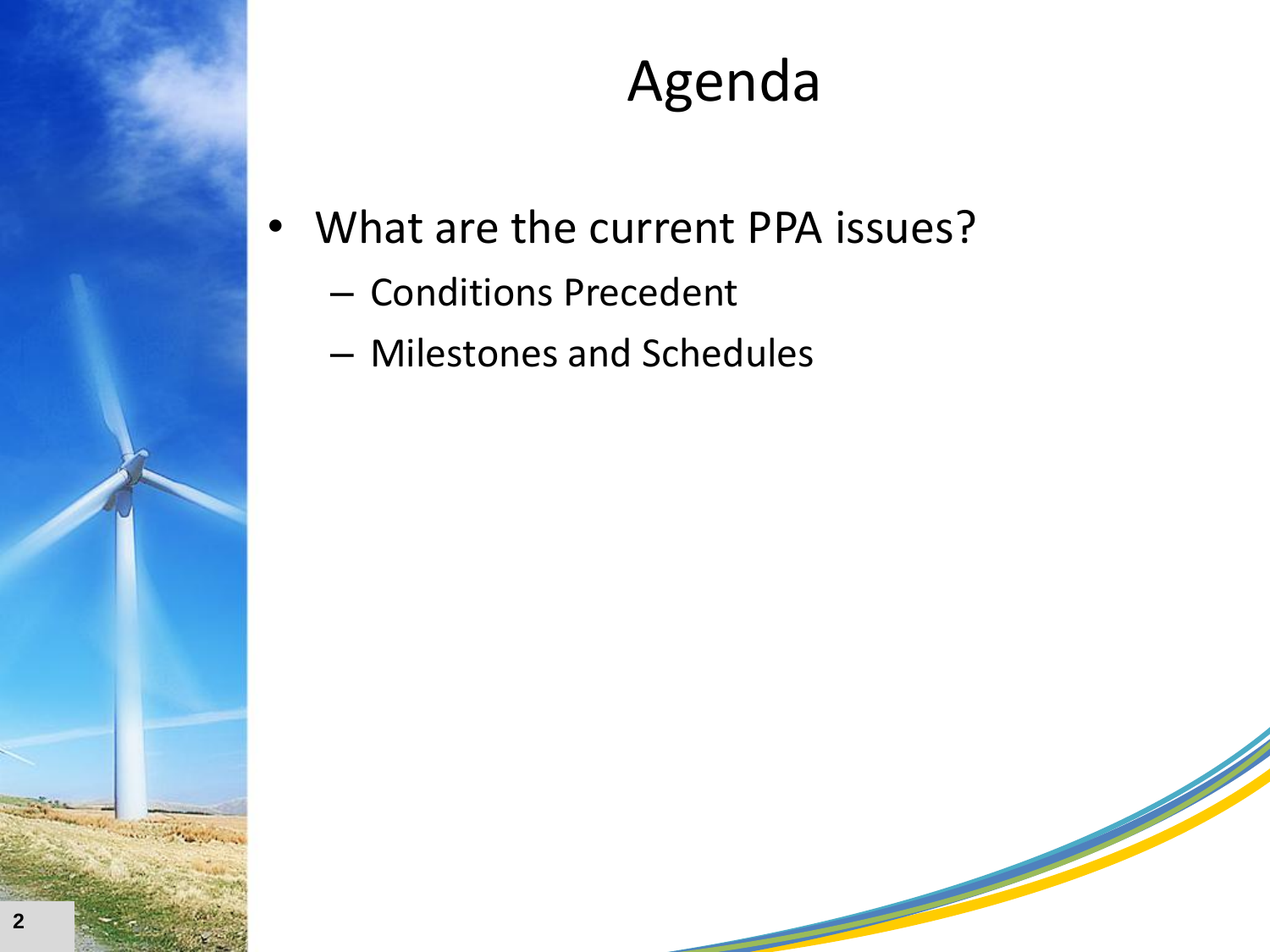# Agenda

- What are the current PPA issues?
  - Conditions Precedent
  - Milestones and Schedules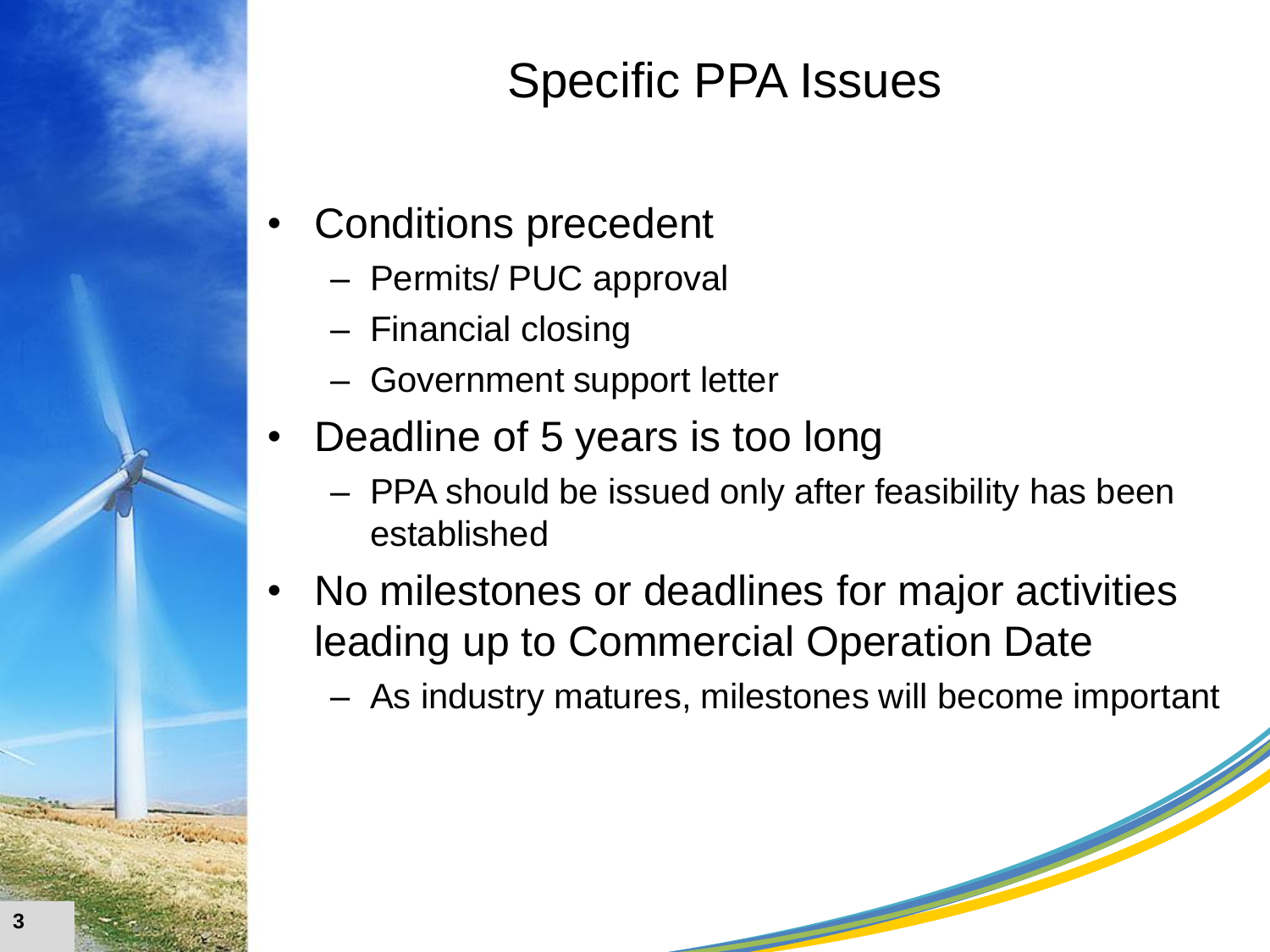# Specific PPA Issues

- Conditions precedent
  - Permits/ PUC approval
  - Financial closing
  - Government support letter
- Deadline of 5 years is too long
  - PPA should be issued only after feasibility has been established
- No milestones or deadlines for major activities leading up to Commercial Operation Date
  - As industry matures, milestones will become important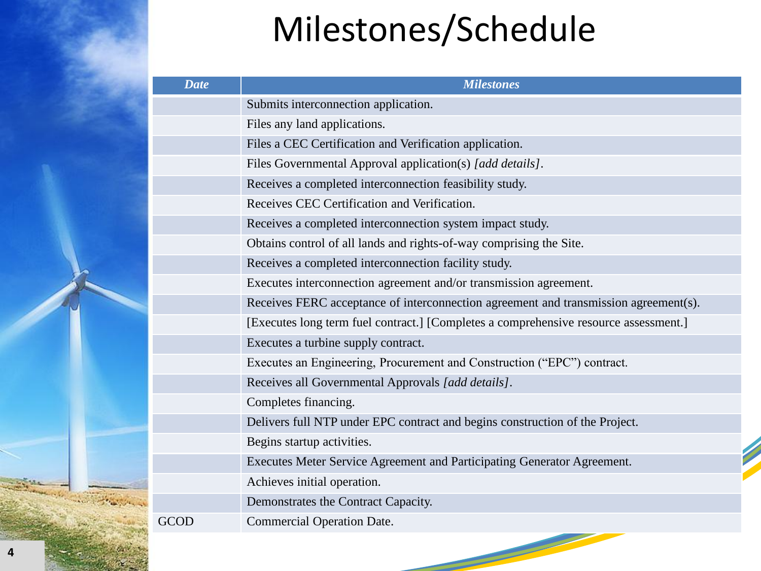# Milestones/Schedule

| *Date* | *Milestones* |
|---|---|
| | Submits interconnection application. |
| | Files any land applications. |
| | Files a CEC Certification and Verification application. |
| | Files Governmental Approval application(s) *[add details]*. |
| | Receives a completed interconnection feasibility study. |
| | Receives CEC Certification and Verification. |
| | Receives a completed interconnection system impact study. |
| | Obtains control of all lands and rights-of-way comprising the Site. |
| | Receives a completed interconnection facility study. |
| | Executes interconnection agreement and/or transmission agreement. |
| | Receives FERC acceptance of interconnection agreement and transmission agreement(s). |
| | [Executes long term fuel contract.] [Completes a comprehensive resource assessment.] |
| | Executes a turbine supply contract. |
| | Executes an Engineering, Procurement and Construction ("EPC") contract. |
| | Receives all Governmental Approvals *[add details]*. |
| | Completes financing. |
| | Delivers full NTP under EPC contract and begins construction of the Project. |
| | Begins startup activities. |
| | Executes Meter Service Agreement and Participating Generator Agreement. |
| | Achieves initial operation. |
| | Demonstrates the Contract Capacity. |
| GCOD | Commercial Operation Date. |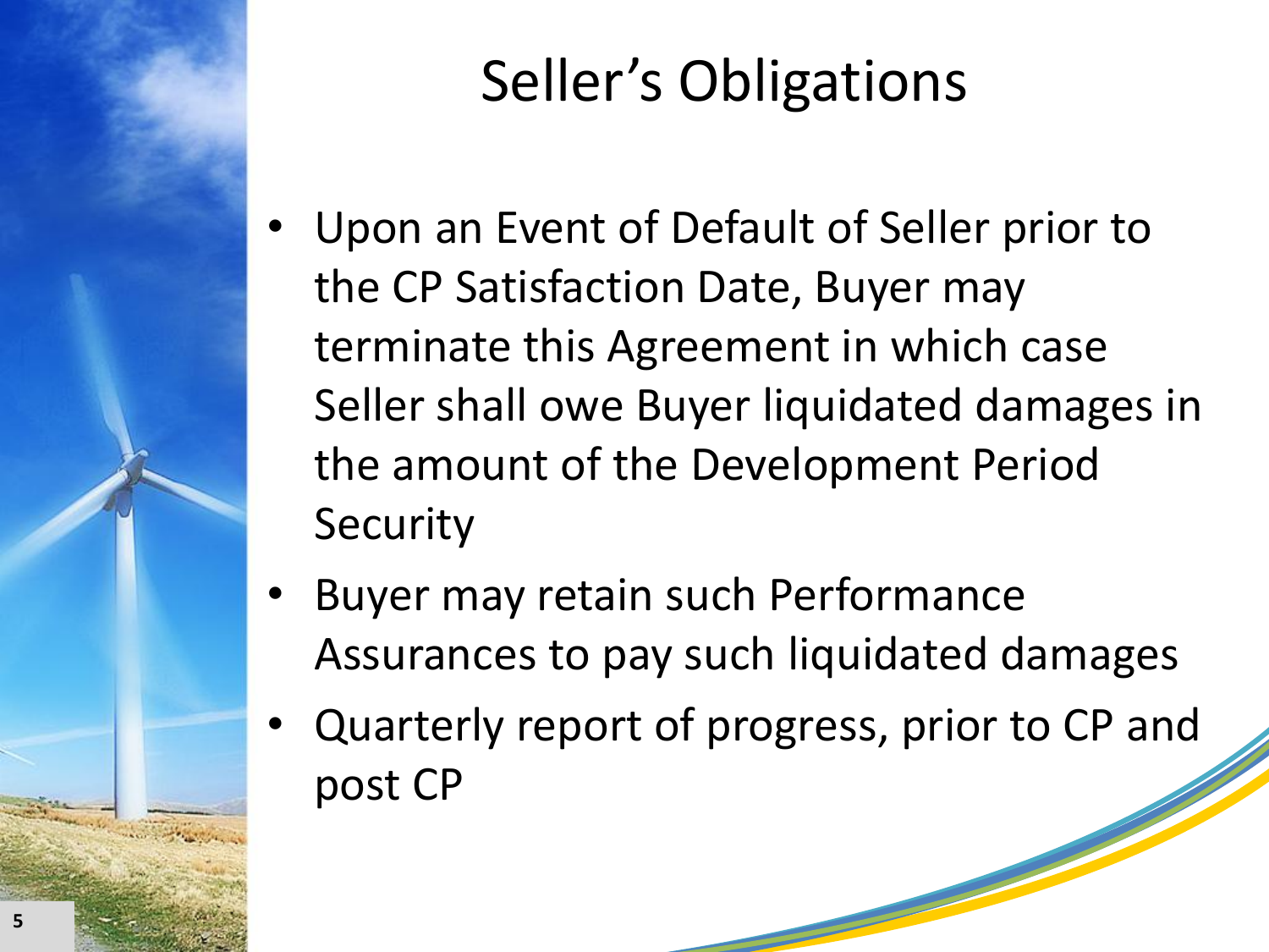# Seller's Obligations

- Upon an Event of Default of Seller prior to the CP Satisfaction Date, Buyer may terminate this Agreement in which case Seller shall owe Buyer liquidated damages in the amount of the Development Period Security
- Buyer may retain such Performance Assurances to pay such liquidated damages
- Quarterly report of progress, prior to CP and post CP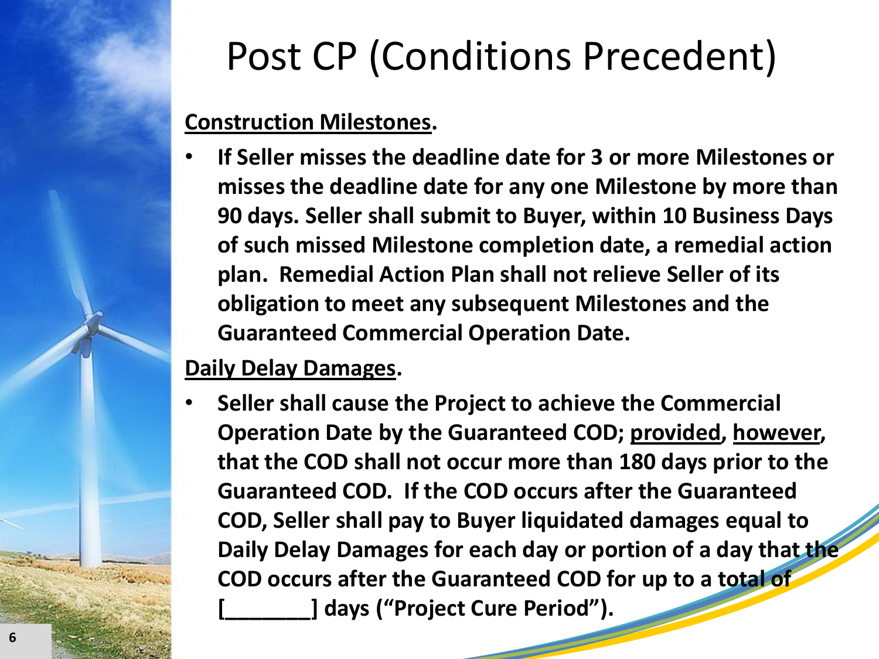# Post CP (Conditions Precedent)

**Construction Milestones.**

- **If Seller misses the deadline date for 3 or more Milestones or misses the deadline date for any one Milestone by more than 90 days. Seller shall submit to Buyer, within 10 Business Days of such missed Milestone completion date, a remedial action plan. Remedial Action Plan shall not relieve Seller of its obligation to meet any subsequent Milestones and the Guaranteed Commercial Operation Date.**

**Daily Delay Damages.**

- **Seller shall cause the Project to achieve the Commercial Operation Date by the Guaranteed COD; provided, however, that the COD shall not occur more than 180 days prior to the Guaranteed COD. If the COD occurs after the Guaranteed COD, Seller shall pay to Buyer liquidated damages equal to Daily Delay Damages for each day or portion of a day that the COD occurs after the Guaranteed COD for up to a total of [_______] days ("Project Cure Period").**